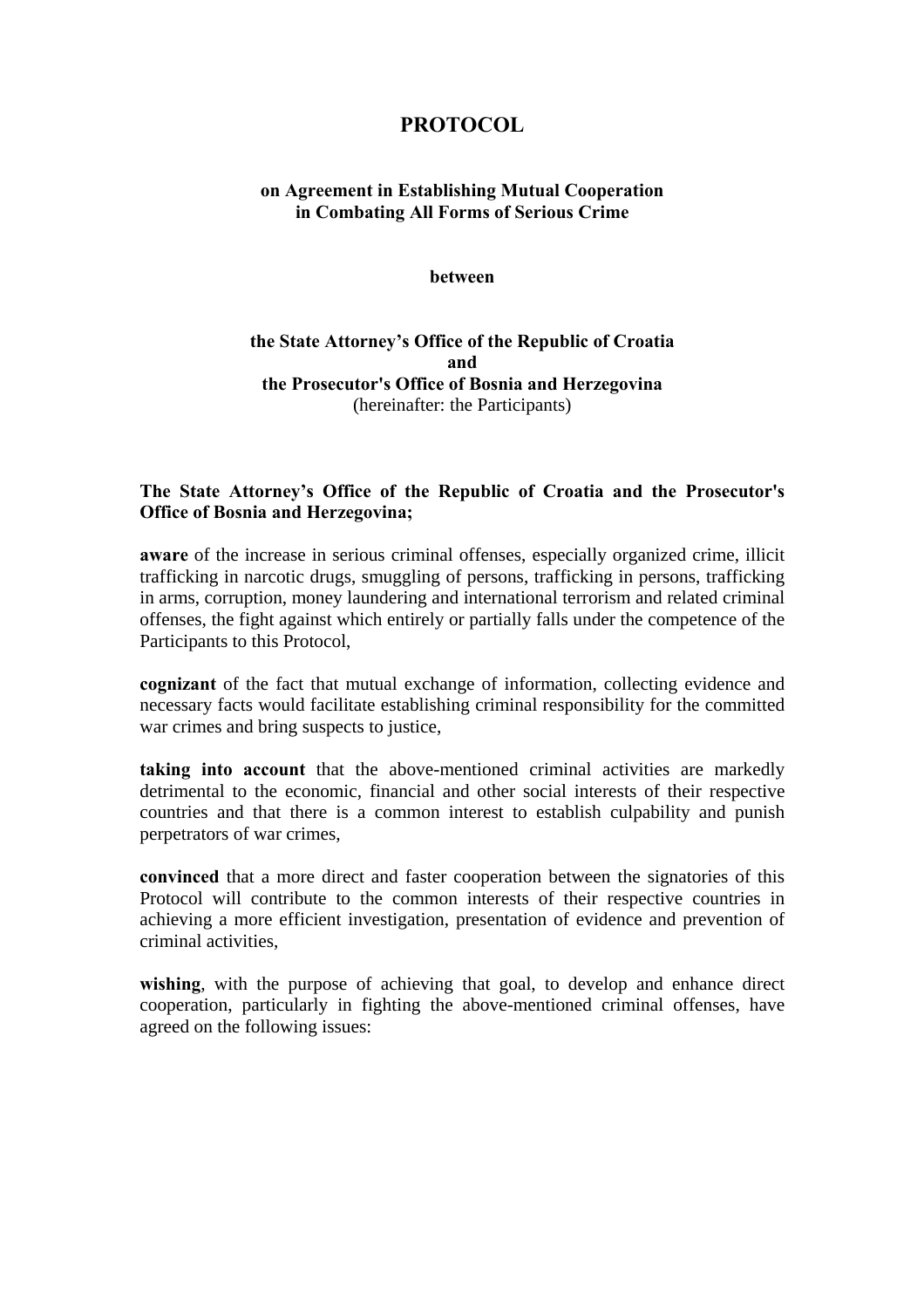# PROTOCOL

### on Agreement in Establishing Mutual Cooperation in Combating All Forms of Serious Crime

**between**

**the State Attorney's Office of the Republic of Croatia**
**and**
**the Prosecutor's Office of Bosnia and Herzegovina**
(hereinafter: the Participants)

**The State Attorney's Office of the Republic of Croatia and the Prosecutor's Office of Bosnia and Herzegovina;**

**aware** of the increase in serious criminal offenses, especially organized crime, illicit trafficking in narcotic drugs, smuggling of persons, trafficking in persons, trafficking in arms, corruption, money laundering and international terrorism and related criminal offenses, the fight against which entirely or partially falls under the competence of the Participants to this Protocol,

**cognizant** of the fact that mutual exchange of information, collecting evidence and necessary facts would facilitate establishing criminal responsibility for the committed war crimes and bring suspects to justice,

**taking into account** that the above-mentioned criminal activities are markedly detrimental to the economic, financial and other social interests of their respective countries and that there is a common interest to establish culpability and punish perpetrators of war crimes,

**convinced** that a more direct and faster cooperation between the signatories of this Protocol will contribute to the common interests of their respective countries in achieving a more efficient investigation, presentation of evidence and prevention of criminal activities,

**wishing**, with the purpose of achieving that goal, to develop and enhance direct cooperation, particularly in fighting the above-mentioned criminal offenses, have agreed on the following issues: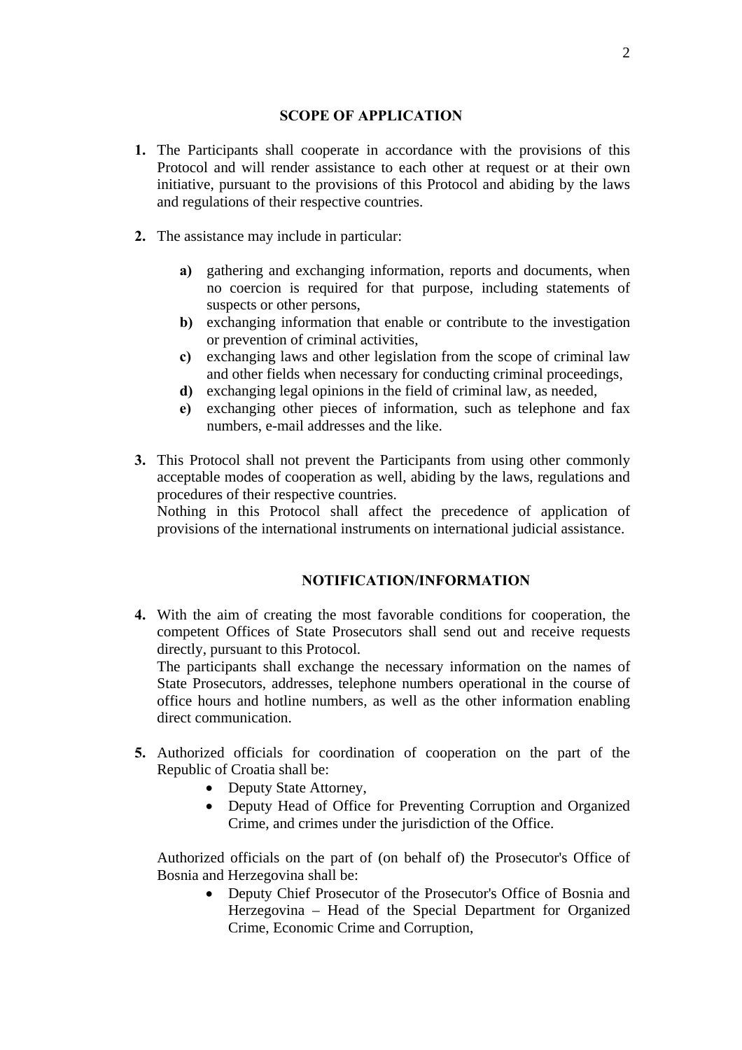## SCOPE OF APPLICATION

**1.** The Participants shall cooperate in accordance with the provisions of this Protocol and will render assistance to each other at request or at their own initiative, pursuant to the provisions of this Protocol and abiding by the laws and regulations of their respective countries.

**2.** The assistance may include in particular:

- **a)** gathering and exchanging information, reports and documents, when no coercion is required for that purpose, including statements of suspects or other persons,
- **b)** exchanging information that enable or contribute to the investigation or prevention of criminal activities,
- **c)** exchanging laws and other legislation from the scope of criminal law and other fields when necessary for conducting criminal proceedings,
- **d)** exchanging legal opinions in the field of criminal law, as needed,
- **e)** exchanging other pieces of information, such as telephone and fax numbers, e-mail addresses and the like.

**3.** This Protocol shall not prevent the Participants from using other commonly acceptable modes of cooperation as well, abiding by the laws, regulations and procedures of their respective countries.
Nothing in this Protocol shall affect the precedence of application of provisions of the international instruments on international judicial assistance.

## NOTIFICATION/INFORMATION

**4.** With the aim of creating the most favorable conditions for cooperation, the competent Offices of State Prosecutors shall send out and receive requests directly, pursuant to this Protocol.
The participants shall exchange the necessary information on the names of State Prosecutors, addresses, telephone numbers operational in the course of office hours and hotline numbers, as well as the other information enabling direct communication.

**5.** Authorized officials for coordination of cooperation on the part of the Republic of Croatia shall be:

- Deputy State Attorney,
- Deputy Head of Office for Preventing Corruption and Organized Crime, and crimes under the jurisdiction of the Office.

Authorized officials on the part of (on behalf of) the Prosecutor's Office of Bosnia and Herzegovina shall be:

- Deputy Chief Prosecutor of the Prosecutor's Office of Bosnia and Herzegovina – Head of the Special Department for Organized Crime, Economic Crime and Corruption,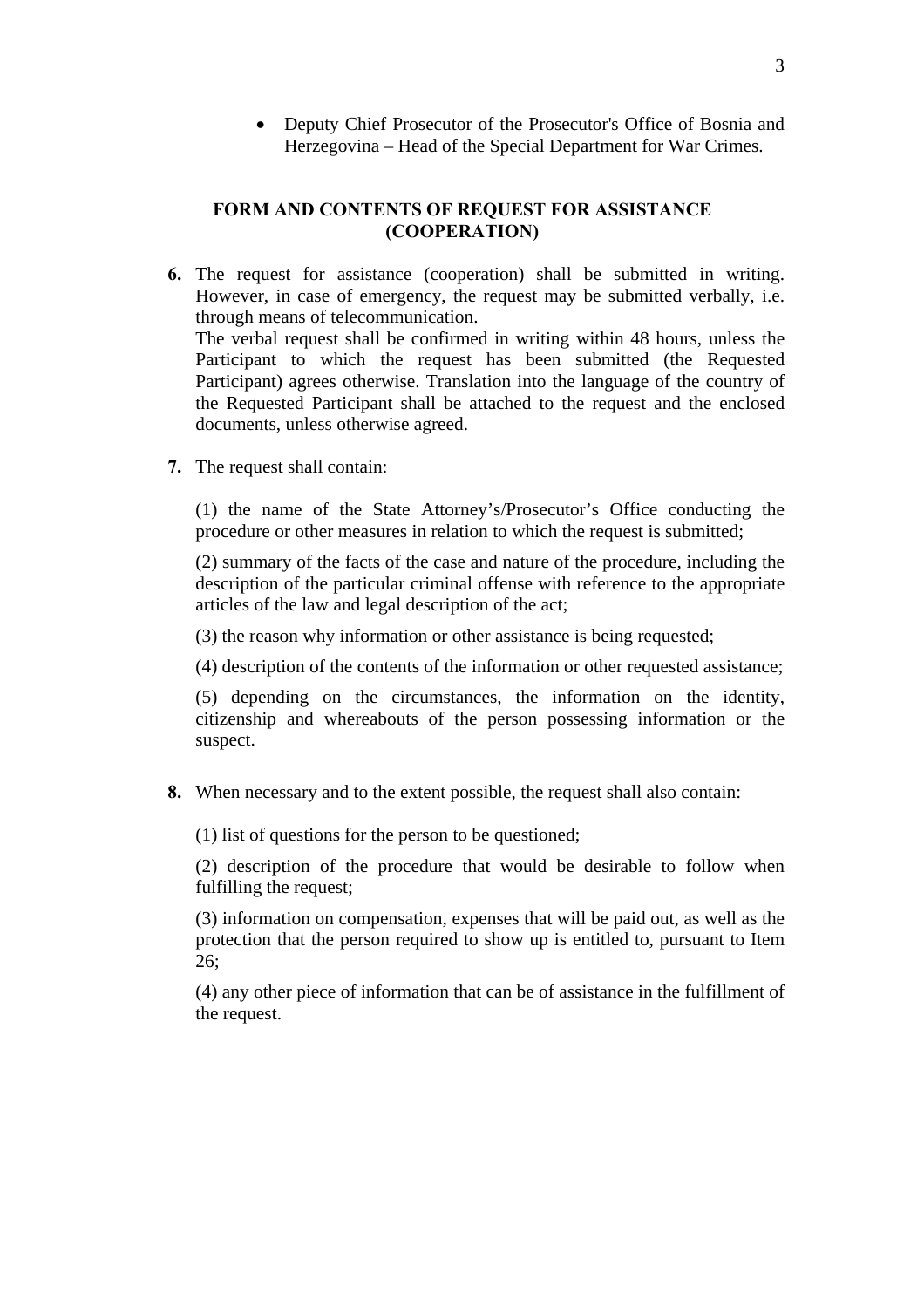- Deputy Chief Prosecutor of the Prosecutor's Office of Bosnia and Herzegovina – Head of the Special Department for War Crimes.

## FORM AND CONTENTS OF REQUEST FOR ASSISTANCE (COOPERATION)

**6.** The request for assistance (cooperation) shall be submitted in writing. However, in case of emergency, the request may be submitted verbally, i.e. through means of telecommunication.
The verbal request shall be confirmed in writing within 48 hours, unless the Participant to which the request has been submitted (the Requested Participant) agrees otherwise. Translation into the language of the country of the Requested Participant shall be attached to the request and the enclosed documents, unless otherwise agreed.

**7.** The request shall contain:

(1) the name of the State Attorney's/Prosecutor's Office conducting the procedure or other measures in relation to which the request is submitted;

(2) summary of the facts of the case and nature of the procedure, including the description of the particular criminal offense with reference to the appropriate articles of the law and legal description of the act;

(3) the reason why information or other assistance is being requested;

(4) description of the contents of the information or other requested assistance;

(5) depending on the circumstances, the information on the identity, citizenship and whereabouts of the person possessing information or the suspect.

**8.** When necessary and to the extent possible, the request shall also contain:

(1) list of questions for the person to be questioned;

(2) description of the procedure that would be desirable to follow when fulfilling the request;

(3) information on compensation, expenses that will be paid out, as well as the protection that the person required to show up is entitled to, pursuant to Item 26;

(4) any other piece of information that can be of assistance in the fulfillment of the request.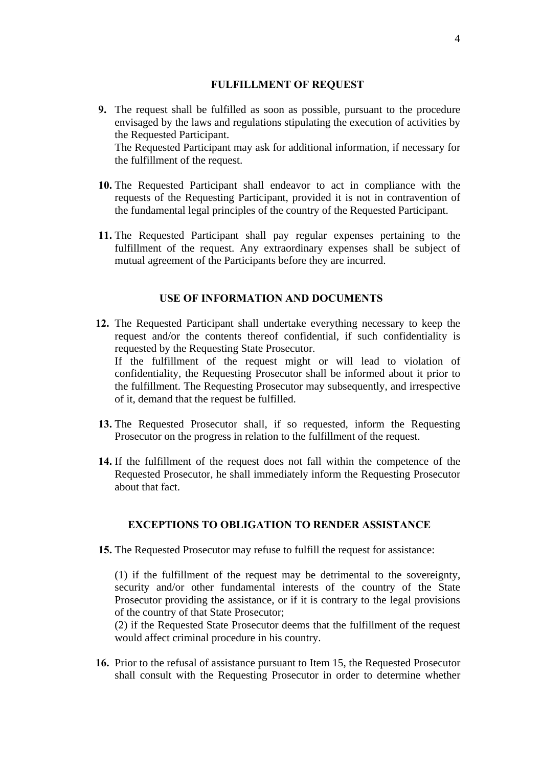## FULFILLMENT OF REQUEST

**9.** The request shall be fulfilled as soon as possible, pursuant to the procedure envisaged by the laws and regulations stipulating the execution of activities by the Requested Participant.
The Requested Participant may ask for additional information, if necessary for the fulfillment of the request.

**10.** The Requested Participant shall endeavor to act in compliance with the requests of the Requesting Participant, provided it is not in contravention of the fundamental legal principles of the country of the Requested Participant.

**11.** The Requested Participant shall pay regular expenses pertaining to the fulfillment of the request. Any extraordinary expenses shall be subject of mutual agreement of the Participants before they are incurred.

## USE OF INFORMATION AND DOCUMENTS

**12.** The Requested Participant shall undertake everything necessary to keep the request and/or the contents thereof confidential, if such confidentiality is requested by the Requesting State Prosecutor.
If the fulfillment of the request might or will lead to violation of confidentiality, the Requesting Prosecutor shall be informed about it prior to the fulfillment. The Requesting Prosecutor may subsequently, and irrespective of it, demand that the request be fulfilled.

**13.** The Requested Prosecutor shall, if so requested, inform the Requesting Prosecutor on the progress in relation to the fulfillment of the request.

**14.** If the fulfillment of the request does not fall within the competence of the Requested Prosecutor, he shall immediately inform the Requesting Prosecutor about that fact.

## EXCEPTIONS TO OBLIGATION TO RENDER ASSISTANCE

**15.** The Requested Prosecutor may refuse to fulfill the request for assistance:

(1) if the fulfillment of the request may be detrimental to the sovereignty, security and/or other fundamental interests of the country of the State Prosecutor providing the assistance, or if it is contrary to the legal provisions of the country of that State Prosecutor;
(2) if the Requested State Prosecutor deems that the fulfillment of the request would affect criminal procedure in his country.

**16.** Prior to the refusal of assistance pursuant to Item 15, the Requested Prosecutor shall consult with the Requesting Prosecutor in order to determine whether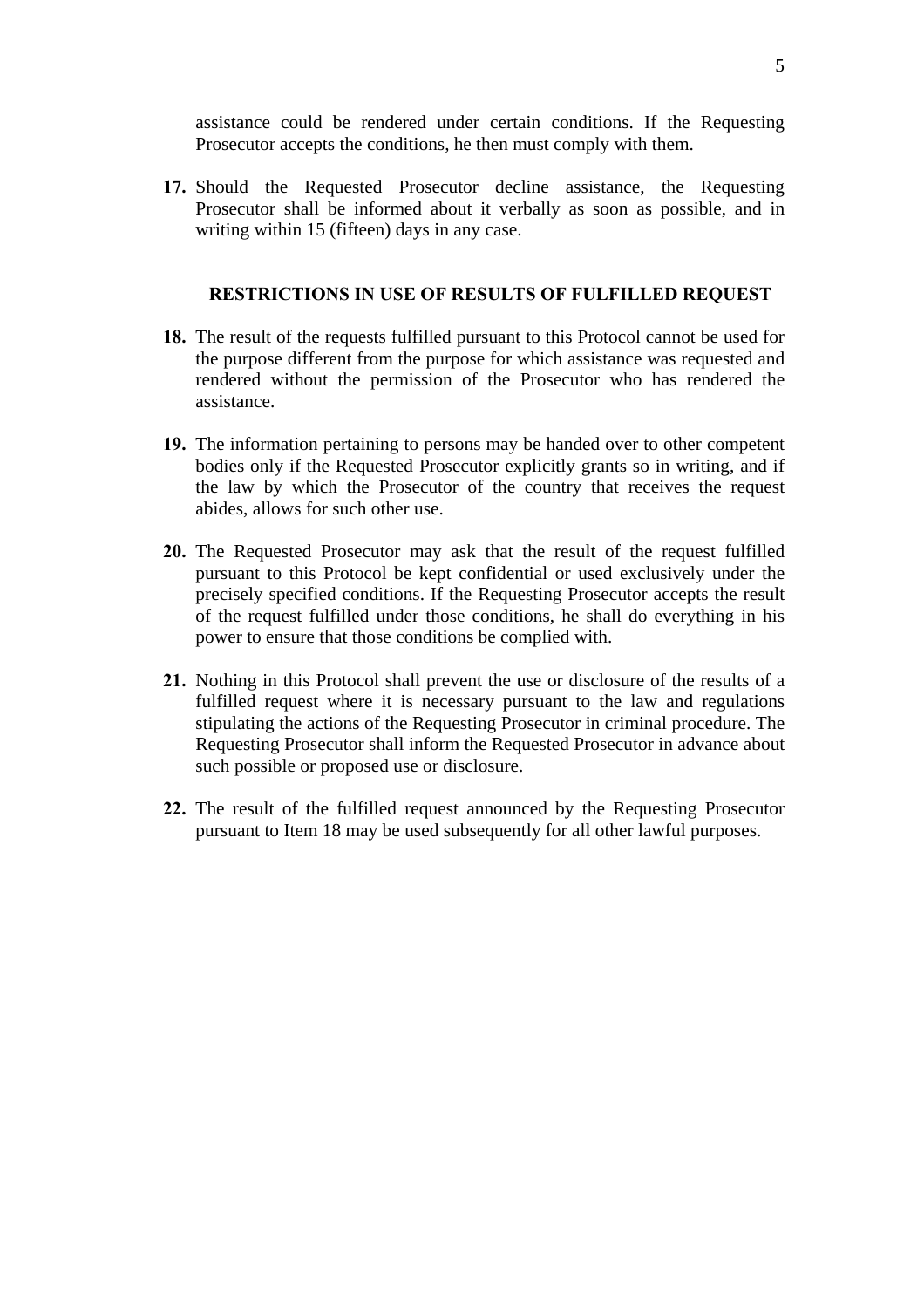assistance could be rendered under certain conditions. If the Requesting Prosecutor accepts the conditions, he then must comply with them.

**17.** Should the Requested Prosecutor decline assistance, the Requesting Prosecutor shall be informed about it verbally as soon as possible, and in writing within 15 (fifteen) days in any case.

## RESTRICTIONS IN USE OF RESULTS OF FULFILLED REQUEST

**18.** The result of the requests fulfilled pursuant to this Protocol cannot be used for the purpose different from the purpose for which assistance was requested and rendered without the permission of the Prosecutor who has rendered the assistance.

**19.** The information pertaining to persons may be handed over to other competent bodies only if the Requested Prosecutor explicitly grants so in writing, and if the law by which the Prosecutor of the country that receives the request abides, allows for such other use.

**20.** The Requested Prosecutor may ask that the result of the request fulfilled pursuant to this Protocol be kept confidential or used exclusively under the precisely specified conditions. If the Requesting Prosecutor accepts the result of the request fulfilled under those conditions, he shall do everything in his power to ensure that those conditions be complied with.

**21.** Nothing in this Protocol shall prevent the use or disclosure of the results of a fulfilled request where it is necessary pursuant to the law and regulations stipulating the actions of the Requesting Prosecutor in criminal procedure. The Requesting Prosecutor shall inform the Requested Prosecutor in advance about such possible or proposed use or disclosure.

**22.** The result of the fulfilled request announced by the Requesting Prosecutor pursuant to Item 18 may be used subsequently for all other lawful purposes.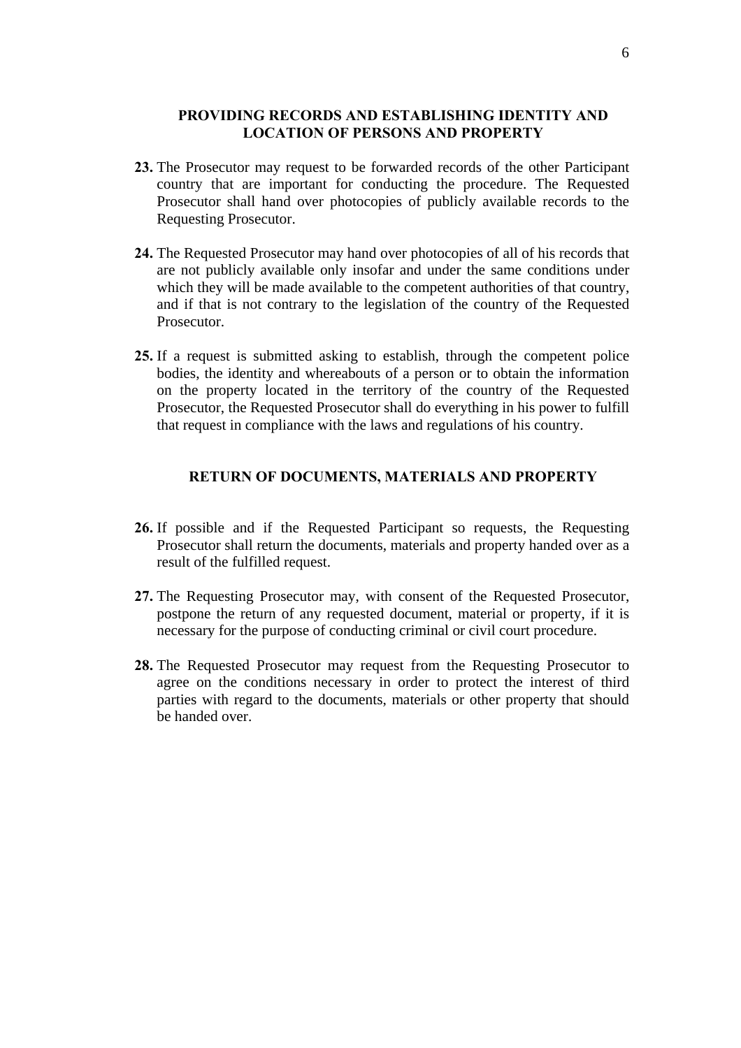## PROVIDING RECORDS AND ESTABLISHING IDENTITY AND LOCATION OF PERSONS AND PROPERTY

**23.** The Prosecutor may request to be forwarded records of the other Participant country that are important for conducting the procedure. The Requested Prosecutor shall hand over photocopies of publicly available records to the Requesting Prosecutor.

**24.** The Requested Prosecutor may hand over photocopies of all of his records that are not publicly available only insofar and under the same conditions under which they will be made available to the competent authorities of that country, and if that is not contrary to the legislation of the country of the Requested Prosecutor.

**25.** If a request is submitted asking to establish, through the competent police bodies, the identity and whereabouts of a person or to obtain the information on the property located in the territory of the country of the Requested Prosecutor, the Requested Prosecutor shall do everything in his power to fulfill that request in compliance with the laws and regulations of his country.

## RETURN OF DOCUMENTS, MATERIALS AND PROPERTY

**26.** If possible and if the Requested Participant so requests, the Requesting Prosecutor shall return the documents, materials and property handed over as a result of the fulfilled request.

**27.** The Requesting Prosecutor may, with consent of the Requested Prosecutor, postpone the return of any requested document, material or property, if it is necessary for the purpose of conducting criminal or civil court procedure.

**28.** The Requested Prosecutor may request from the Requesting Prosecutor to agree on the conditions necessary in order to protect the interest of third parties with regard to the documents, materials or other property that should be handed over.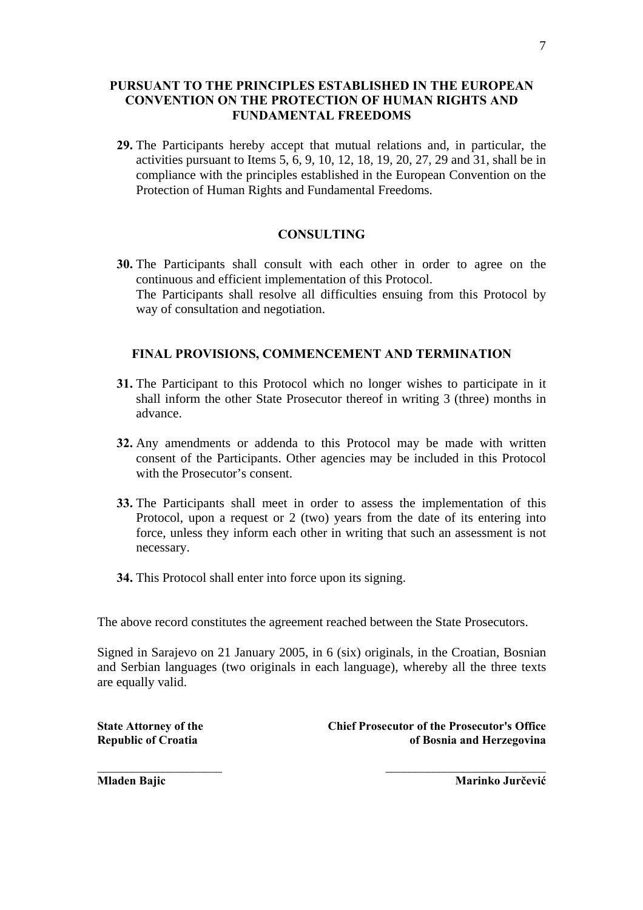## PURSUANT TO THE PRINCIPLES ESTABLISHED IN THE EUROPEAN CONVENTION ON THE PROTECTION OF HUMAN RIGHTS AND FUNDAMENTAL FREEDOMS

**29.** The Participants hereby accept that mutual relations and, in particular, the activities pursuant to Items 5, 6, 9, 10, 12, 18, 19, 20, 27, 29 and 31, shall be in compliance with the principles established in the European Convention on the Protection of Human Rights and Fundamental Freedoms.

## CONSULTING

**30.** The Participants shall consult with each other in order to agree on the continuous and efficient implementation of this Protocol.
The Participants shall resolve all difficulties ensuing from this Protocol by way of consultation and negotiation.

## FINAL PROVISIONS, COMMENCEMENT AND TERMINATION

**31.** The Participant to this Protocol which no longer wishes to participate in it shall inform the other State Prosecutor thereof in writing 3 (three) months in advance.

**32.** Any amendments or addenda to this Protocol may be made with written consent of the Participants. Other agencies may be included in this Protocol with the Prosecutor's consent.

**33.** The Participants shall meet in order to assess the implementation of this Protocol, upon a request or 2 (two) years from the date of its entering into force, unless they inform each other in writing that such an assessment is not necessary.

**34.** This Protocol shall enter into force upon its signing.

The above record constitutes the agreement reached between the State Prosecutors.

Signed in Sarajevo on 21 January 2005, in 6 (six) originals, in the Croatian, Bosnian and Serbian languages (two originals in each language), whereby all the three texts are equally valid.

**State Attorney of the Republic of Croatia**

_____________________

**Mladen Bajic**

**Chief Prosecutor of the Prosecutor's Office of Bosnia and Herzegovina**

_____________________

**Marinko Jurčević**